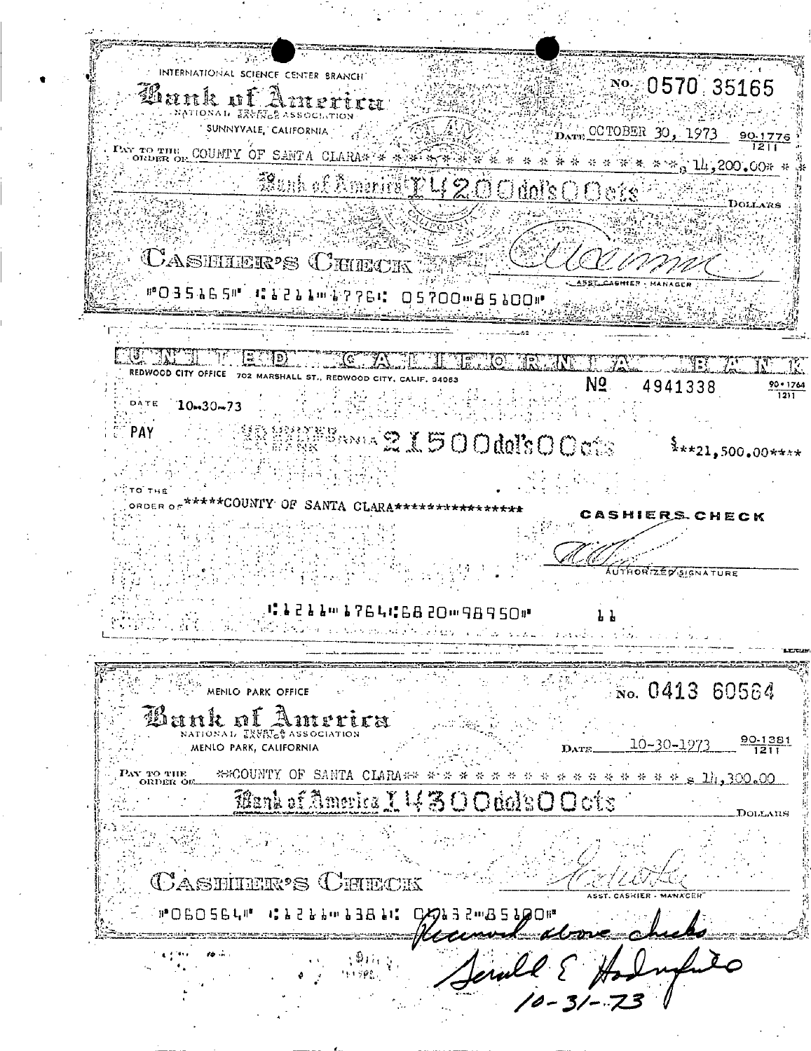INTERNATIONAL SCIENCE CENTER BRANCH

**Bank of America**

NATIONAL TRUST & SAVINGS ASSOCIATION

SUNNYVALE, CALIFORNIA

No. 0570 35165

DATE OCTOBER 30, 1973 90-1776/1211

PAY TO THE ORDER OF COUNTY OF SANTA CLARA* * * * * * * * * * * * * * * * * * * $ 14,200.00* *

Bank of America 14200 dol's 0 0 cts DOLLARS

CASHIER'S CHECK

ASST. CASHIER - MANAGER

⑈035165⑈ ⑆1211⑉1776⑆ 05700⑉85100⑈

---

UNITED CALIFORNIA BANK

REDWOOD CITY OFFICE 702 MARSHALL ST., REDWOOD CITY, CALIF. 94063

№ 4941338 90-1764/1211

DATE 10-30-73

PAY UNITED CALIFORNIA BANK 21500 dol's 0 0 cts $**21,500.00****

TO THE ORDER OF *****COUNTY OF SANTA CLARA*****************

CASHIERS CHECK

AUTHORIZED SIGNATURE

⑆1211⑉1764⑆6820⑉98950⑈ 11

---

MENLO PARK OFFICE

**Bank of America**

NATIONAL TRUST & SAVINGS ASSOCIATION

MENLO PARK, CALIFORNIA

No. 0413 60564

DATE 10-30-1973 90-1381/1211

PAY TO THE ORDER OF **COUNTY OF SANTA CLARA** * * * * * * * * * * * * * * * * * * $ 14,300.00

Bank of America 14300 dol's 0 0 cts DOLLARS

CASHIER'S CHECK

ASST. CASHIER - MANAGER

⑈060564⑈ ⑆1211⑉1381⑆ 04132⑉85100⑈

Received above checks

Gerald E Hadnyfield

10-31-73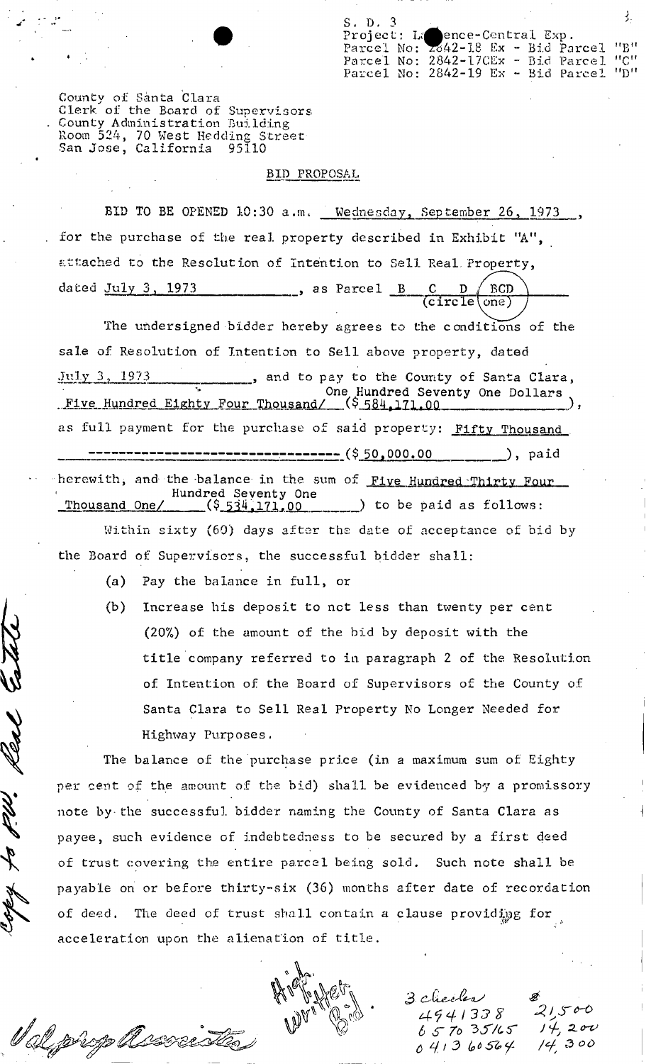S. D. 3
Project: Lawrence-Central Exp.
Parcel No: 2842-18 Ex - Bid Parcel "B"
Parcel No: 2842-17CEx - Bid Parcel "C"
Parcel No: 2842-19 Ex - Bid Parcel "D"

County of Santa Clara
Clerk of the Board of Supervisors
County Administration Building
Room 524, 70 West Hedding Street
San Jose, California 95110

## BID PROPOSAL

BID TO BE OPENED 10:30 a.m. Wednesday, September 26, 1973, for the purchase of the real property described in Exhibit "A", attached to the Resolution of Intention to Sell Real Property, dated July 3, 1973, as Parcel B C D (BCD) (circle one)

The undersigned bidder hereby agrees to the conditions of the sale of Resolution of Intention to Sell above property, dated July 3, 1973, and to pay to the County of Santa Clara, Five Hundred Eighty Four Thousand/One Hundred Seventy One Dollars ($584,171.00), as full payment for the purchase of said property: Fifty Thousand -------------------------------- ($50,000.00), paid herewith, and the balance in the sum of Five Hundred Thirty Four Thousand One/Hundred Seventy One ($534,171.00) to be paid as follows:

Within sixty (60) days after the date of acceptance of bid by the Board of Supervisors, the successful bidder shall:

(a) Pay the balance in full, or

(b) Increase his deposit to not less than twenty per cent (20%) of the amount of the bid by deposit with the title company referred to in paragraph 2 of the Resolution of Intention of the Board of Supervisors of the County of Santa Clara to Sell Real Property No Longer Needed for Highway Purposes.

The balance of the purchase price (in a maximum sum of Eighty per cent of the amount of the bid) shall be evidenced by a promissory note by the successful bidder naming the County of Santa Clara as payee, such evidence of indebtedness to be secured by a first deed of trust covering the entire parcel being sold. Such note shall be payable on or before thirty-six (36) months after date of recordation of deed. The deed of trust shall contain a clause providing for acceleration upon the alienation of title.

*Copy to P.W. Real Estate*

*Val prop Associates*

*High Written Bid*

*3 checks*

| | |
|---|---|
| 4941338 | $21,500 |
| 6570 35165 | 14,200 |
| 0413 60564 | 14,300 |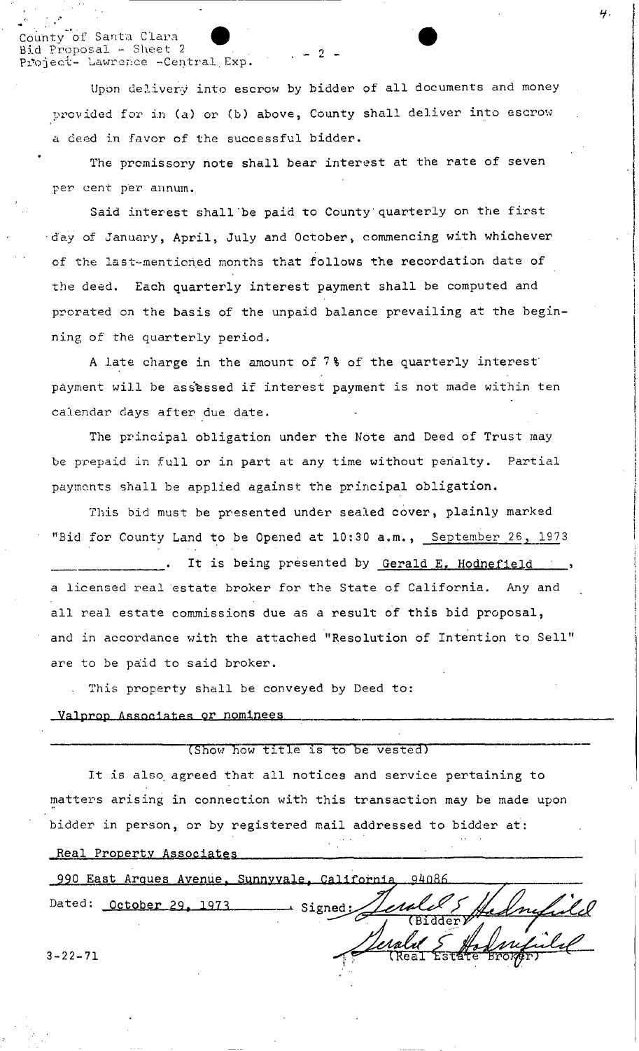Upon delivery into escrow by bidder of all documents and money provided for in (a) or (b) above, County shall deliver into escrow a deed in favor of the successful bidder.

The promissory note shall bear interest at the rate of seven per cent per annum.

Said interest shall be paid to County quarterly on the first day of January, April, July and October, commencing with whichever of the last-mentioned months that follows the recordation date of the deed. Each quarterly interest payment shall be computed and prorated on the basis of the unpaid balance prevailing at the beginning of the quarterly period.

A late charge in the amount of 7% of the quarterly interest payment will be assessed if interest payment is not made within ten calendar days after due date.

The principal obligation under the Note and Deed of Trust may be prepaid in full or in part at any time without penalty. Partial payments shall be applied against the principal obligation.

This bid must be presented under sealed cover, plainly marked "Bid for County Land to be Opened at 10:30 a.m., September 26, 1973 ____________. It is being presented by Gerald E. Hodnefield, a licensed real estate broker for the State of California. Any and all real estate commissions due as a result of this bid proposal, and in accordance with the attached "Resolution of Intention to Sell" are to be paid to said broker.

This property shall be conveyed by Deed to:

Valprop Associates or nominees

(Show how title is to be vested)

It is also agreed that all notices and service pertaining to matters arising in connection with this transaction may be made upon bidder in person, or by registered mail addressed to bidder at:

Real Property Associates

990 East Arques Avenue, Sunnyvale, California 94086

Dated: October 29, 1973 Signed: Gerald E. Hodnefield (Bidder)

Gerald E. Hodnefield (Real Estate Broker)

3-22-71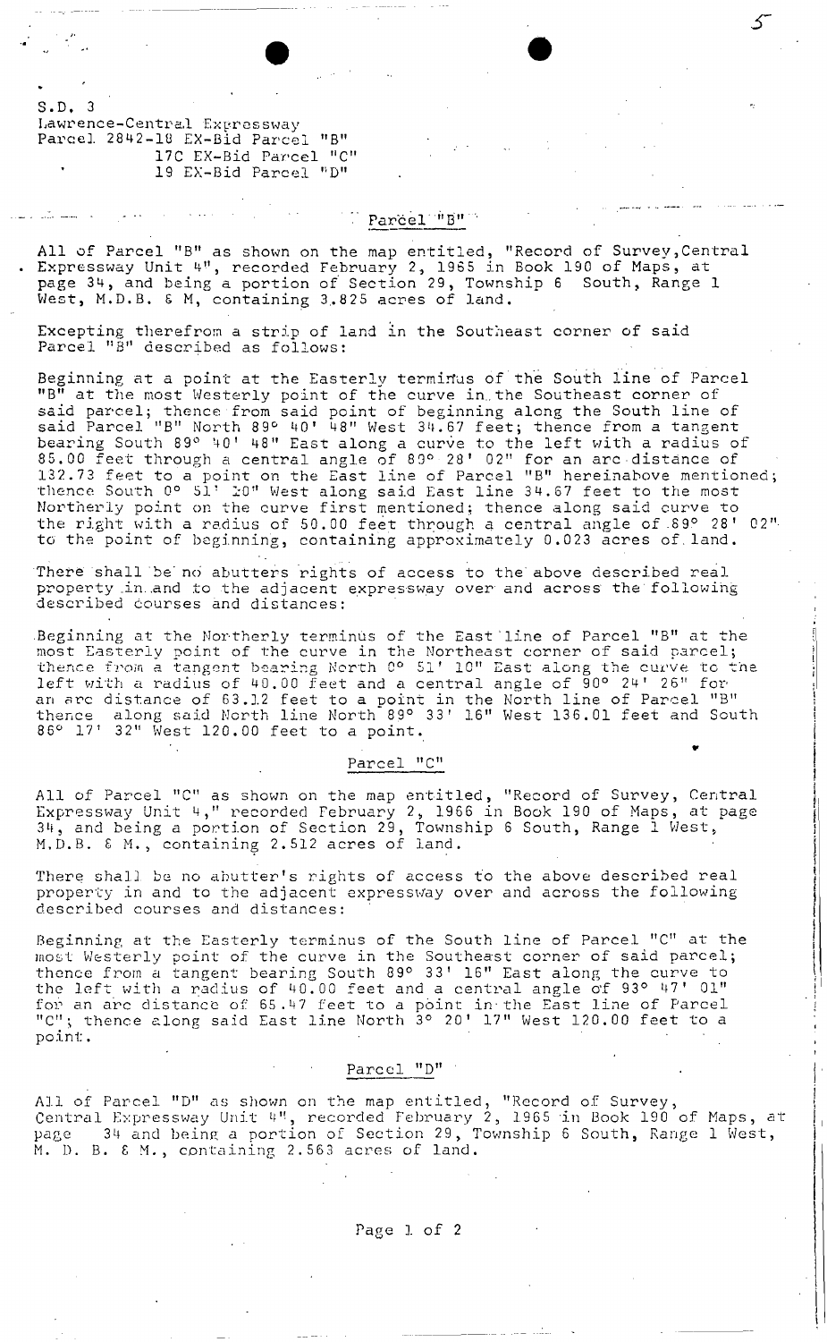S.D. 3
Lawrence-Central Expressway
Parcel 2842-18 EX-Bid Parcel "B"
17C EX-Bid Parcel "C"
19 EX-Bid Parcel "D"

## Parcel "B"

All of Parcel "B" as shown on the map entitled, "Record of Survey,Central Expressway Unit 4", recorded February 2, 1965 in Book 190 of Maps, at page 34, and being a portion of Section 29, Township 6 South, Range 1 West, M.D.B. & M, containing 3.825 acres of land.

Excepting therefrom a strip of land in the Southeast corner of said Parcel "B" described as follows:

Beginning at a point at the Easterly terminus of the South line of Parcel "B" at the most Westerly point of the curve in the Southeast corner of said parcel; thence from said point of beginning along the South line of said Parcel "B" North 89° 40' 48" West 34.67 feet; thence from a tangent bearing South 89° 40' 48" East along a curve to the left with a radius of 85.00 feet through a central angle of 89° 28' 02" for an arc distance of 132.73 feet to a point on the East line of Parcel "B" hereinabove mentioned; thence South 0° 51' 10" West along said East line 34.67 feet to the most Northerly point on the curve first mentioned; thence along said curve to the right with a radius of 50.00 feet through a central angle of 89° 28' 02" to the point of beginning, containing approximately 0.023 acres of land.

There shall be no abutters rights of access to the above described real property in and to the adjacent expressway over and across the following described courses and distances:

Beginning at the Northerly terminus of the East line of Parcel "B" at the most Easterly point of the curve in the Northeast corner of said parcel; thence from a tangent bearing North 0° 51' 10" East along the curve to the left with a radius of 40.00 feet and a central angle of 90° 24' 26" for an arc distance of 63.12 feet to a point in the North line of Parcel "B" thence along said North line North 89° 33' 16" West 136.01 feet and South 86° 17' 32" West 120.00 feet to a point.

## Parcel "C"

All of Parcel "C" as shown on the map entitled, "Record of Survey, Central Expressway Unit 4," recorded February 2, 1966 in Book 190 of Maps, at page 34, and being a portion of Section 29, Township 6 South, Range 1 West, M.D.B. & M., containing 2.512 acres of land.

There shall be no abutter's rights of access to the above described real property in and to the adjacent expressway over and across the following described courses and distances:

Beginning at the Easterly terminus of the South line of Parcel "C" at the most Westerly point of the curve in the Southeast corner of said parcel; thence from a tangent bearing South 89° 33' 16" East along the curve to the left with a radius of 40.00 feet and a central angle of 93° 47' 01" for an arc distance of 65.47 feet to a point in the East line of Parcel "C"; thence along said East line North 3° 20' 17" West 120.00 feet to a point.

## Parcel "D"

All of Parcel "D" as shown on the map entitled, "Record of Survey, Central Expressway Unit 4", recorded February 2, 1965 in Book 190 of Maps, at page 34 and being a portion of Section 29, Township 6 South, Range 1 West, M. D. B. & M., containing 2.563 acres of land.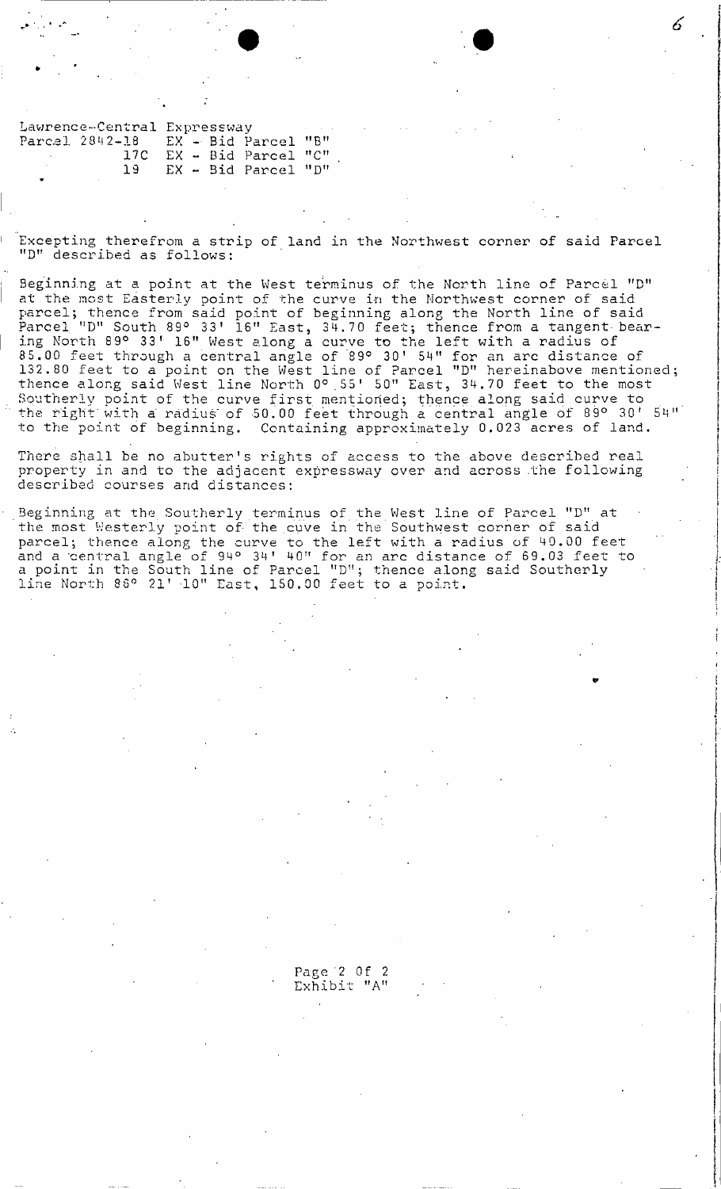Lawrence-Central Expressway
Parcel 2842-18 EX - Bid Parcel "B"
17C EX - Bid Parcel "C"
19 EX - Bid Parcel "D"

Excepting therefrom a strip of land in the Northwest corner of said Parcel "D" described as follows:

Beginning at a point at the West terminus of the North line of Parcel "D" at the most Easterly point of the curve in the Northwest corner of said parcel; thence from said point of beginning along the North line of said Parcel "D" South 89° 33' 16" East, 34.70 feet; thence from a tangent bearing North 89° 33' 16" West along a curve to the left with a radius of 85.00 feet through a central angle of 89° 30' 54" for an arc distance of 132.80 feet to a point on the West line of Parcel "D" hereinabove mentioned; thence along said West line North 0° 55' 50" East, 34.70 feet to the most Southerly point of the curve first mentioned; thence along said curve to the right with a radius of 50.00 feet through a central angle of 89° 30' 54" to the point of beginning. Containing approximately 0.023 acres of land.

There shall be no abutter's rights of access to the above described real property in and to the adjacent expressway over and across the following described courses and distances:

Beginning at the Southerly terminus of the West line of Parcel "D" at the most Westerly point of the cuve in the Southwest corner of said parcel; thence along the curve to the left with a radius of 40.00 feet and a central angle of 94° 34' 40" for an arc distance of 69.03 feet to a point in the South line of Parcel "D"; thence along said Southerly line North 86° 21' 10" East, 150.00 feet to a point.

Exhibit "A"